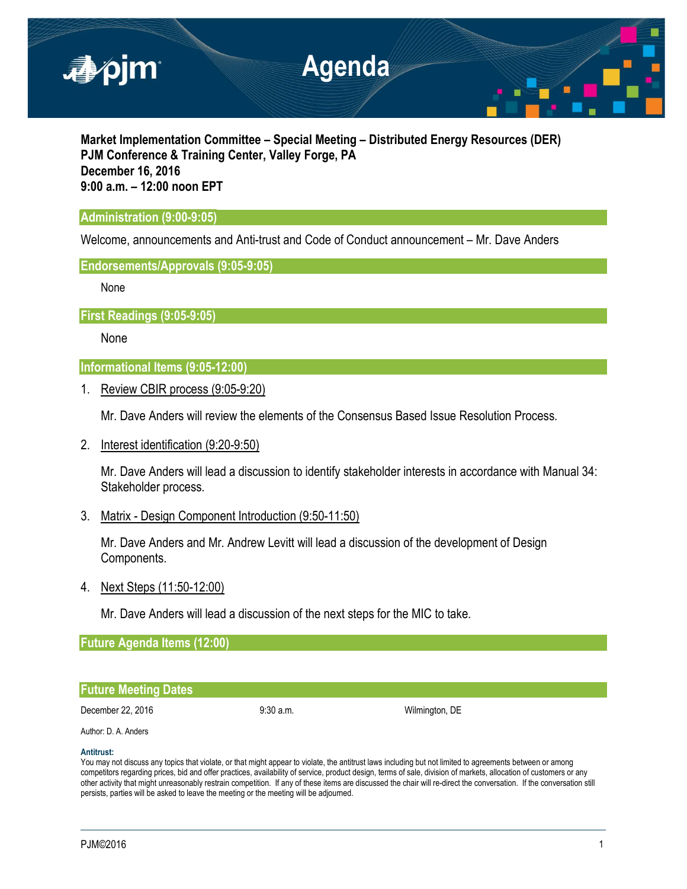# Agenda

**Market Implementation Committee – Special Meeting – Distributed Energy Resources (DER)**
**PJM Conference & Training Center, Valley Forge, PA**
**December 16, 2016**
**9:00 a.m. – 12:00 noon EPT**

## Administration (9:00-9:05)

Welcome, announcements and Anti-trust and Code of Conduct announcement – Mr. Dave Anders

## Endorsements/Approvals (9:05-9:05)

None

## First Readings (9:05-9:05)

None

## Informational Items (9:05-12:00)

1. Review CBIR process (9:05-9:20)

   Mr. Dave Anders will review the elements of the Consensus Based Issue Resolution Process.

2. Interest identification (9:20-9:50)

   Mr. Dave Anders will lead a discussion to identify stakeholder interests in accordance with Manual 34: Stakeholder process.

3. Matrix - Design Component Introduction (9:50-11:50)

   Mr. Dave Anders and Mr. Andrew Levitt will lead a discussion of the development of Design Components.

4. Next Steps (11:50-12:00)

   Mr. Dave Anders will lead a discussion of the next steps for the MIC to take.

## Future Agenda Items (12:00)

## Future Meeting Dates

| December 22, 2016 | 9:30 a.m. | Wilmington, DE |
|---|---|---|

Author: D. A. Anders

**Antitrust:**
You may not discuss any topics that violate, or that might appear to violate, the antitrust laws including but not limited to agreements between or among competitors regarding prices, bid and offer practices, availability of service, product design, terms of sale, division of markets, allocation of customers or any other activity that might unreasonably restrain competition. If any of these items are discussed the chair will re-direct the conversation. If the conversation still persists, parties will be asked to leave the meeting or the meeting will be adjourned.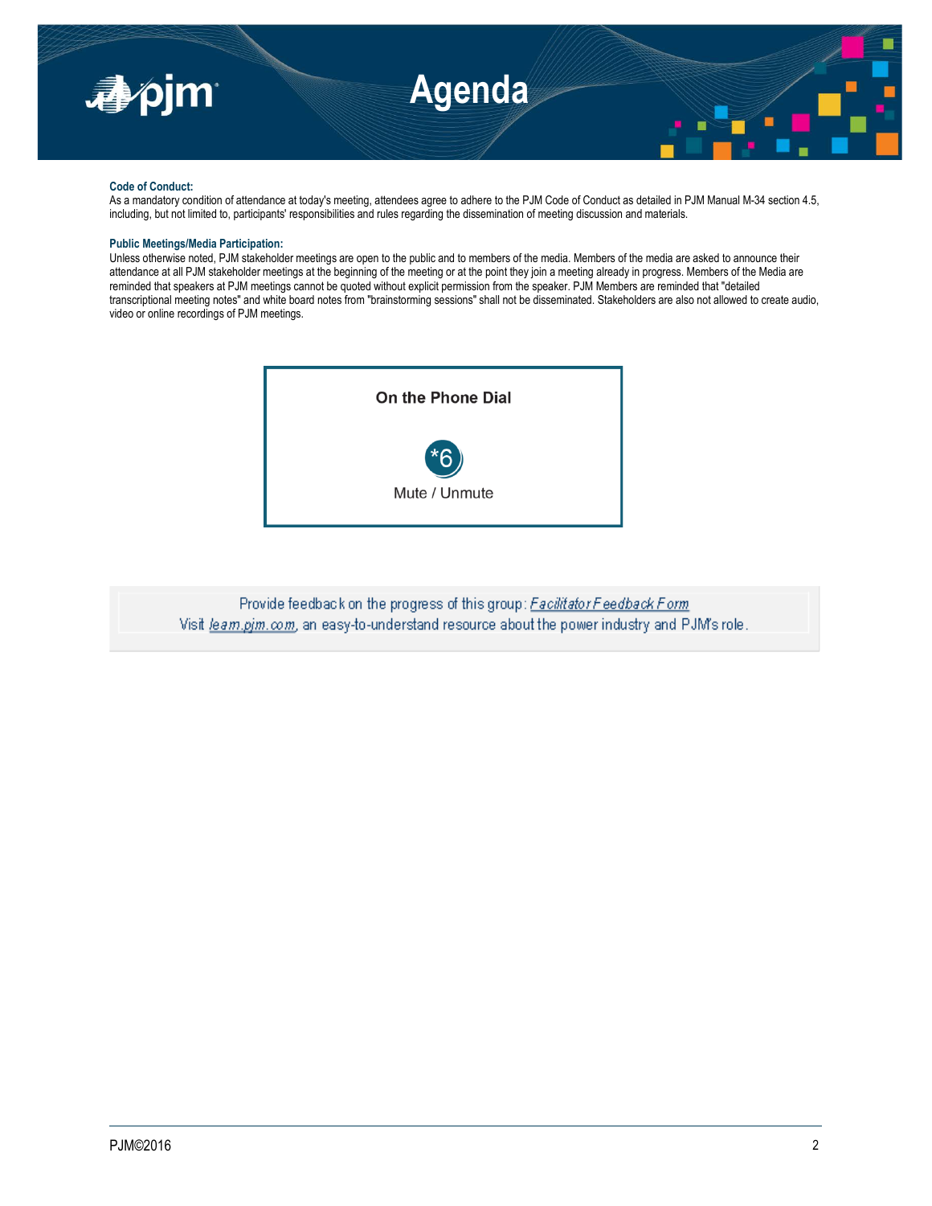# Agenda

**Code of Conduct:**

As a mandatory condition of attendance at today's meeting, attendees agree to adhere to the PJM Code of Conduct as detailed in PJM Manual M-34 section 4.5, including, but not limited to, participants' responsibilities and rules regarding the dissemination of meeting discussion and materials.

**Public Meetings/Media Participation:**

Unless otherwise noted, PJM stakeholder meetings are open to the public and to members of the media. Members of the media are asked to announce their attendance at all PJM stakeholder meetings at the beginning of the meeting or at the point they join a meeting already in progress. Members of the Media are reminded that speakers at PJM meetings cannot be quoted without explicit permission from the speaker. PJM Members are reminded that "detailed transcriptional meeting notes" and white board notes from "brainstorming sessions" shall not be disseminated. Stakeholders are also not allowed to create audio, video or online recordings of PJM meetings.

**On the Phone Dial**

*6

Mute / Unmute

Provide feedback on the progress of this group: *Facilitator Feedback Form*

Visit *learn.pjm.com*, an easy-to-understand resource about the power industry and PJM's role.